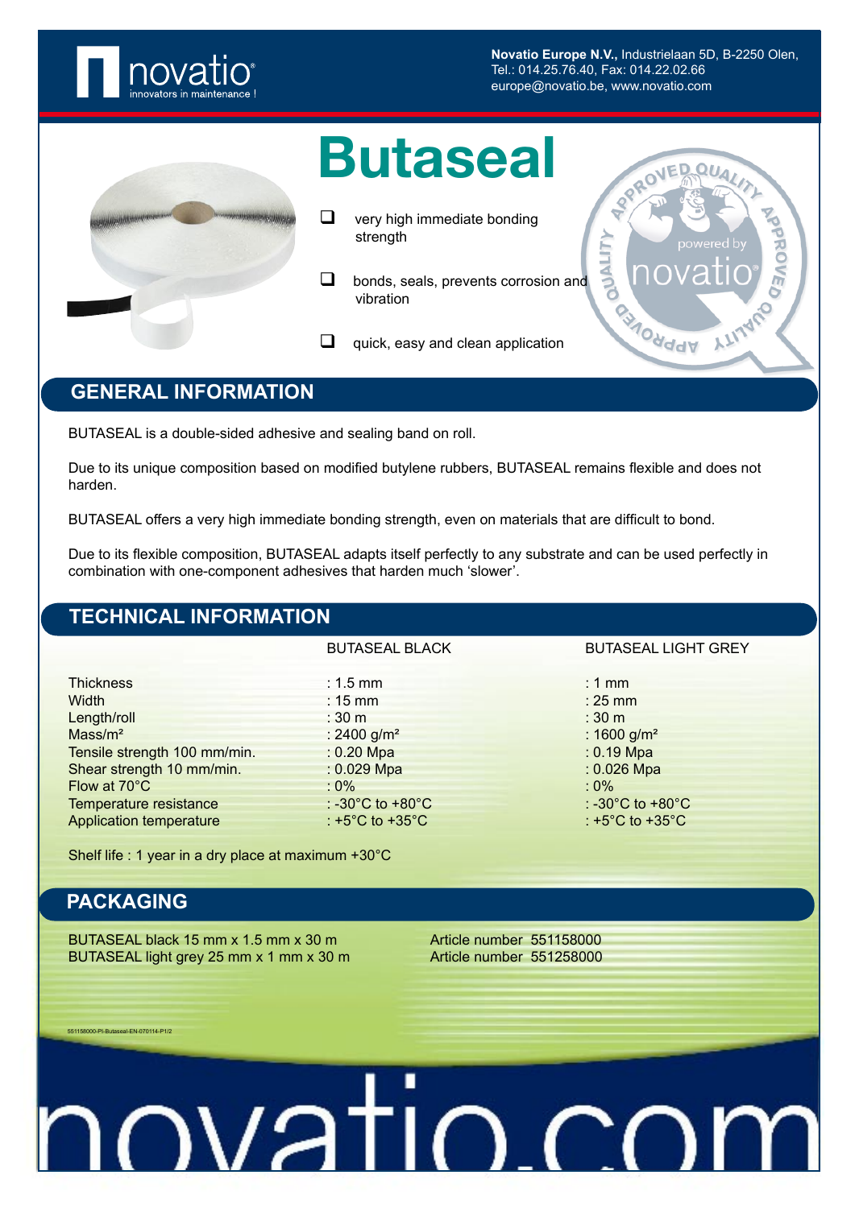**Novatio Europe N.V.**, Industrielaan 5D, B-2250 Olen,
Tel.: 014.25.76.40, Fax: 014.22.02.66
europe@novatio.be, www.novatio.be

# Butaseal

- very high immediate bonding strength
- bonds, seals, prevents corrosion and vibration
- quick, easy and clean application

## GENERAL INFORMATION

BUTASEAL is a double-sided adhesive and sealing band on roll.

Due to its unique composition based on modified butylene rubbers, BUTASEAL remains flexible and does not harden.

BUTASEAL offers a very high immediate bonding strength, even on materials that are difficult to bond.

Due to its flexible composition, BUTASEAL adapts itself perfectly to any substrate and can be used perfectly in combination with one-component adhesives that harden much 'slower'.

## TECHNICAL INFORMATION

| | BUTASEAL BLACK | BUTASEAL LIGHT GREY |
|---|---|---|
| Thickness | : 1.5 mm | : 1 mm |
| Width | : 15 mm | : 25 mm |
| Length/roll | : 30 m | : 30 m |
| Mass/m² | : 2400 g/m² | : 1600 g/m² |
| Tensile strength 100 mm/min. | : 0.20 Mpa | : 0.19 Mpa |
| Shear strength 10 mm/min. | : 0.029 Mpa | : 0.026 Mpa |
| Flow at 70°C | : 0% | : 0% |
| Temperature resistance | : -30°C to +80°C | : -30°C to +80°C |
| Application temperature | : +5°C to +35°C | : +5°C to +35°C |

Shelf life : 1 year in a dry place at maximum +30°C

## PACKAGING

| | |
|---|---|
| BUTASEAL black 15 mm x 1.5 mm x 30 m | Article number 551158000 |
| BUTASEAL light grey 25 mm x 1 mm x 30 m | Article number 551258000 |

551158000-PI-Butaseal-EN-070114-P1/2

novatio.com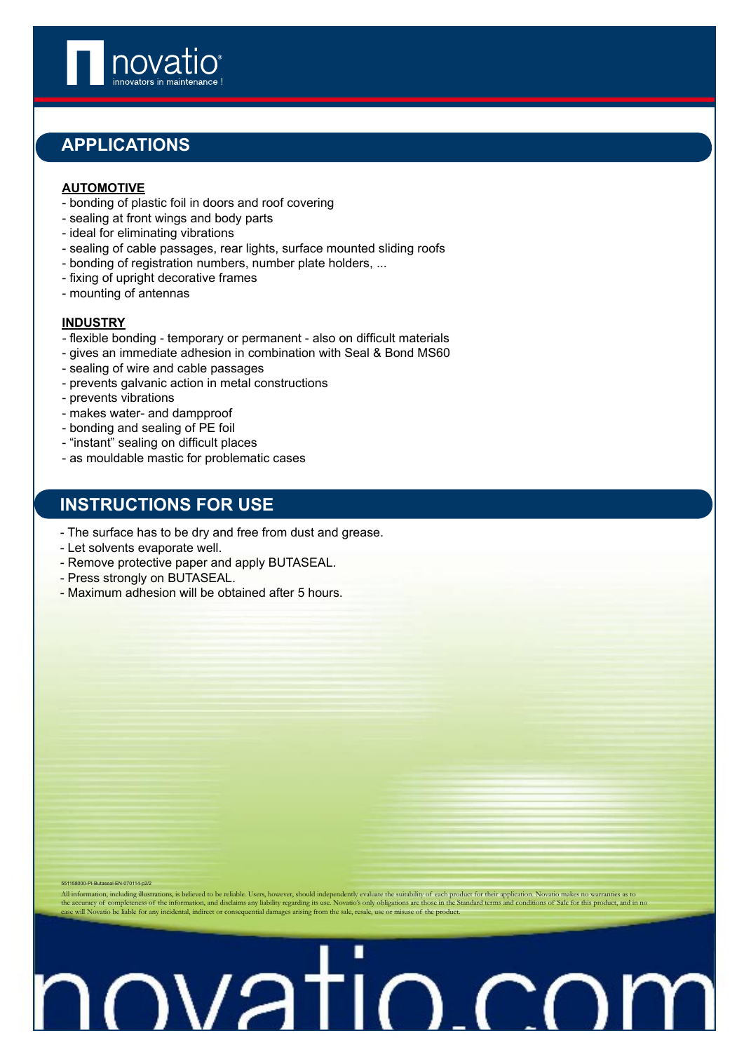## APPLICATIONS

**AUTOMOTIVE**

- bonding of plastic foil in doors and roof covering
- sealing at front wings and body parts
- ideal for eliminating vibrations
- sealing of cable passages, rear lights, surface mounted sliding roofs
- bonding of registration numbers, number plate holders, ...
- fixing of upright decorative frames
- mounting of antennas

**INDUSTRY**

- flexible bonding - temporary or permanent - also on difficult materials
- gives an immediate adhesion in combination with Seal & Bond MS60
- sealing of wire and cable passages
- prevents galvanic action in metal constructions
- prevents vibrations
- makes water- and dampproof
- bonding and sealing of PE foil
- "instant" sealing on difficult places
- as mouldable mastic for problematic cases

## INSTRUCTIONS FOR USE

- The surface has to be dry and free from dust and grease.
- Let solvents evaporate well.
- Remove protective paper and apply BUTASEAL.
- Press strongly on BUTASEAL.
- Maximum adhesion will be obtained after 5 hours.

551158000-PI-Butaseal-EN-070114-p2/2

All information, including illustrations, is believed to be reliable. Users, however, should independently evaluate the suitability of each product for their application. Novatio makes no warranties as to the accuracy of completeness of the information, and disclaims any liability regarding its use. Novatio's only obligations are those in the Standard terms and conditions of Sale for this product, and in no case will Novatio be liable for any incidental, indirect or consequential damages arising from the sale, resale, use or misuse of the product.

novatio.com